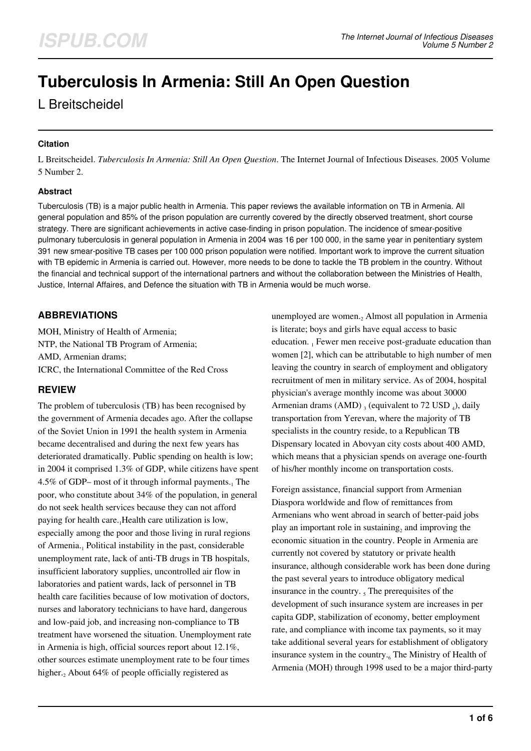# Tuberculosis In Armenia: Still An Open Question

L Breitscheidel

### Citation

L Breitscheidel. *Tuberculosis In Armenia: Still An Open Question*. The Internet Journal of Infectious Diseases. 2005 Volume 5 Number 2.

### Abstract

Tuberculosis (TB) is a major public health in Armenia. This paper reviews the available information on TB in Armenia. All general population and 85% of the prison population are currently covered by the directly observed treatment, short course strategy. There are significant achievements in active case-finding in prison population. The incidence of smear-positive pulmonary tuberculosis in general population in Armenia in 2004 was 16 per 100 000, in the same year in penitentiary system 391 new smear-positive TB cases per 100 000 prison population were notified. Important work to improve the current situation with TB epidemic in Armenia is carried out. However, more needs to be done to tackle the TB problem in the country. Without the financial and technical support of the international partners and without the collaboration between the Ministries of Health, Justice, Internal Affaires, and Defence the situation with TB in Armenia would be much worse.

## ABBREVIATIONS

MOH, Ministry of Health of Armenia;
NTP, the National TB Program of Armenia;
AMD, Armenian drams;
ICRC, the International Committee of the Red Cross

## REVIEW

The problem of tuberculosis (TB) has been recognised by the government of Armenia decades ago. After the collapse of the Soviet Union in 1991 the health system in Armenia became decentralised and during the next few years has deteriorated dramatically. Public spending on health is low; in 2004 it comprised 1.3% of GDP, while citizens have spent 4.5% of GDP– most of it through informal payments.[1] The poor, who constitute about 34% of the population, in general do not seek health services because they can not afford paying for health care.[1] Health care utilization is low, especially among the poor and those living in rural regions of Armenia.[1] Political instability in the past, considerable unemployment rate, lack of anti-TB drugs in TB hospitals, insufficient laboratory supplies, uncontrolled air flow in laboratories and patient wards, lack of personnel in TB health care facilities because of low motivation of doctors, nurses and laboratory technicians to have hard, dangerous and low-paid job, and increasing non-compliance to TB treatment have worsened the situation. Unemployment rate in Armenia is high, official sources report about 12.1%, other sources estimate unemployment rate to be four times higher.[2] About 64% of people officially registered as unemployed are women.[2] Almost all population in Armenia is literate; boys and girls have equal access to basic education. [1] Fewer men receive post-graduate education than women [2], which can be attributable to high number of men leaving the country in search of employment and obligatory recruitment of men in military service. As of 2004, hospital physician's average monthly income was about 30000 Armenian drams (AMD) [3] (equivalent to 72 USD [4]), daily transportation from Yerevan, where the majority of TB specialists in the country reside, to a Republican TB Dispensary located in Abovyan city costs about 400 AMD, which means that a physician spends on average one-fourth of his/her monthly income on transportation costs.

Foreign assistance, financial support from Armenian Diaspora worldwide and flow of remittances from Armenians who went abroad in search of better-paid jobs play an important role in sustaining[2] and improving the economic situation in the country. People in Armenia are currently not covered by statutory or private health insurance, although considerable work has been done during the past several years to introduce obligatory medical insurance in the country. [5] The prerequisites of the development of such insurance system are increases in per capita GDP, stabilization of economy, better employment rate, and compliance with income tax payments, so it may take additional several years for establishment of obligatory insurance system in the country.[6] The Ministry of Health of Armenia (MOH) through 1998 used to be a major third-party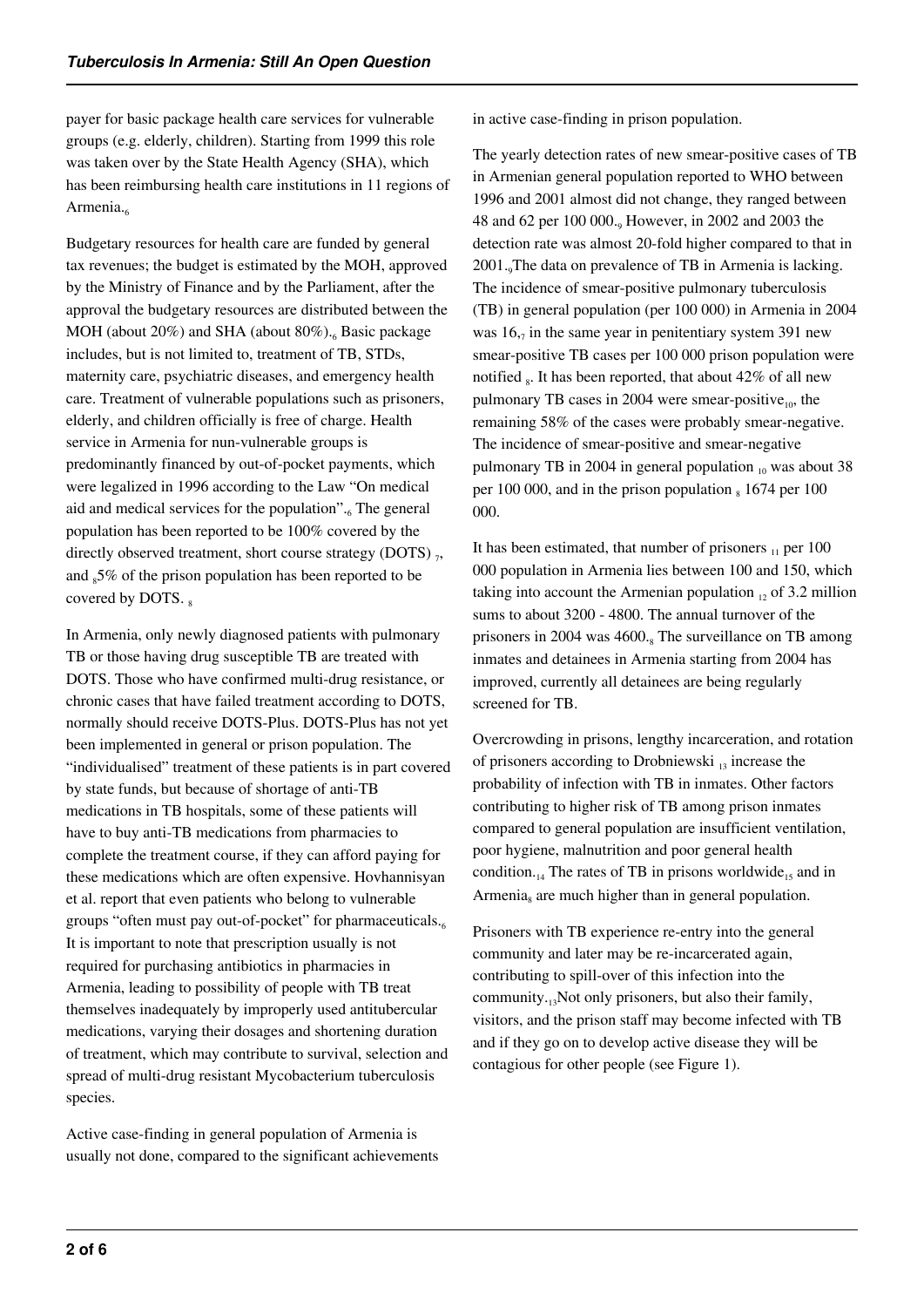payer for basic package health care services for vulnerable groups (e.g. elderly, children). Starting from 1999 this role was taken over by the State Health Agency (SHA), which has been reimbursing health care institutions in 11 regions of Armenia.[6]

Budgetary resources for health care are funded by general tax revenues; the budget is estimated by the MOH, approved by the Ministry of Finance and by the Parliament, after the approval the budgetary resources are distributed between the MOH (about 20%) and SHA (about 80%).[6] Basic package includes, but is not limited to, treatment of TB, STDs, maternity care, psychiatric diseases, and emergency health care. Treatment of vulnerable populations such as prisoners, elderly, and children officially is free of charge. Health service in Armenia for nun-vulnerable groups is predominantly financed by out-of-pocket payments, which were legalized in 1996 according to the Law "On medical aid and medical services for the population".[6] The general population has been reported to be 100% covered by the directly observed treatment, short course strategy (DOTS) [7], and [8]5% of the prison population has been reported to be covered by DOTS. [8]

In Armenia, only newly diagnosed patients with pulmonary TB or those having drug susceptible TB are treated with DOTS. Those who have confirmed multi-drug resistance, or chronic cases that have failed treatment according to DOTS, normally should receive DOTS-Plus. DOTS-Plus has not yet been implemented in general or prison population. The "individualised" treatment of these patients is in part covered by state funds, but because of shortage of anti-TB medications in TB hospitals, some of these patients will have to buy anti-TB medications from pharmacies to complete the treatment course, if they can afford paying for these medications which are often expensive. Hovhannisyan et al. report that even patients who belong to vulnerable groups "often must pay out-of-pocket" for pharmaceuticals.[6] It is important to note that prescription usually is not required for purchasing antibiotics in pharmacies in Armenia, leading to possibility of people with TB treat themselves inadequately by improperly used antitubercular medications, varying their dosages and shortening duration of treatment, which may contribute to survival, selection and spread of multi-drug resistant Mycobacterium tuberculosis species.

Active case-finding in general population of Armenia is usually not done, compared to the significant achievements in active case-finding in prison population.

The yearly detection rates of new smear-positive cases of TB in Armenian general population reported to WHO between 1996 and 2001 almost did not change, they ranged between 48 and 62 per 100 000.[9] However, in 2002 and 2003 the detection rate was almost 20-fold higher compared to that in 2001.[9]The data on prevalence of TB in Armenia is lacking. The incidence of smear-positive pulmonary tuberculosis (TB) in general population (per 100 000) in Armenia in 2004 was 16,[7] in the same year in penitentiary system 391 new smear-positive TB cases per 100 000 prison population were notified [8]. It has been reported, that about 42% of all new pulmonary TB cases in 2004 were smear-positive[10], the remaining 58% of the cases were probably smear-negative. The incidence of smear-positive and smear-negative pulmonary TB in 2004 in general population [10] was about 38 per 100 000, and in the prison population [8] 1674 per 100 000.

It has been estimated, that number of prisoners [11] per 100 000 population in Armenia lies between 100 and 150, which taking into account the Armenian population [12] of 3.2 million sums to about 3200 - 4800. The annual turnover of the prisoners in 2004 was 4600.[8] The surveillance on TB among inmates and detainees in Armenia starting from 2004 has improved, currently all detainees are being regularly screened for TB.

Overcrowding in prisons, lengthy incarceration, and rotation of prisoners according to Drobniewski [13] increase the probability of infection with TB in inmates. Other factors contributing to higher risk of TB among prison inmates compared to general population are insufficient ventilation, poor hygiene, malnutrition and poor general health condition.[14] The rates of TB in prisons worldwide[15] and in Armenia[8] are much higher than in general population.

Prisoners with TB experience re-entry into the general community and later may be re-incarcerated again, contributing to spill-over of this infection into the community.[13]Not only prisoners, but also their family, visitors, and the prison staff may become infected with TB and if they go on to develop active disease they will be contagious for other people (see Figure 1).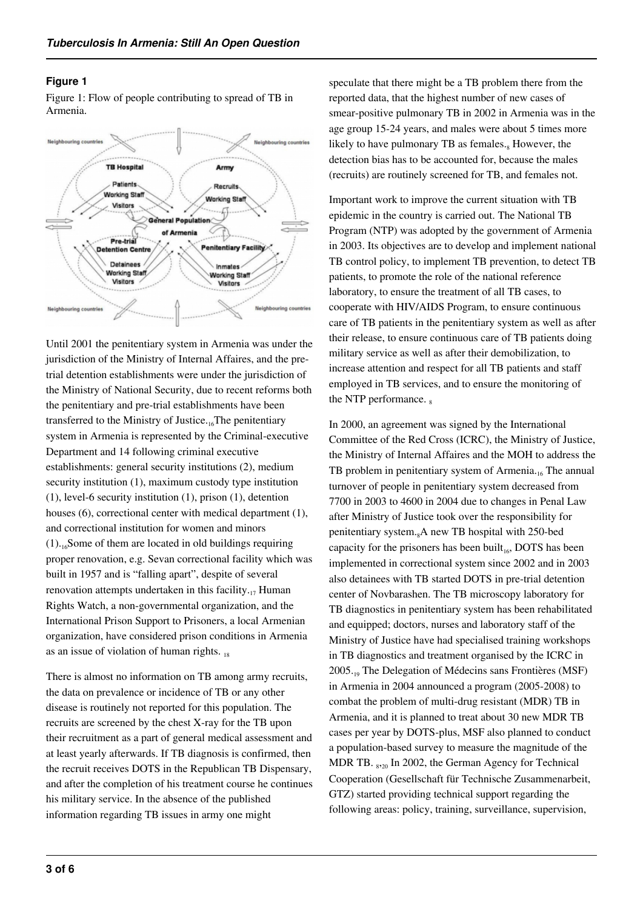## Figure 1

Figure 1: Flow of people contributing to spread of TB in Armenia.

Until 2001 the penitentiary system in Armenia was under the jurisdiction of the Ministry of Internal Affaires, and the pre-trial detention establishments were under the jurisdiction of the Ministry of National Security, due to recent reforms both the penitentiary and pre-trial establishments have been transferred to the Ministry of Justice.[16] The penitentiary system in Armenia is represented by the Criminal-executive Department and 14 following criminal executive establishments: general security institutions (2), medium security institution (1), maximum custody type institution (1), level-6 security institution (1), prison (1), detention houses (6), correctional center with medical department (1), and correctional institution for women and minors (1).[16] Some of them are located in old buildings requiring proper renovation, e.g. Sevan correctional facility which was built in 1957 and is "falling apart", despite of several renovation attempts undertaken in this facility.[17] Human Rights Watch, a non-governmental organization, and the International Prison Support to Prisoners, a local Armenian organization, have considered prison conditions in Armenia as an issue of violation of human rights. [18]

There is almost no information on TB among army recruits, the data on prevalence or incidence of TB or any other disease is routinely not reported for this population. The recruits are screened by the chest X-ray for the TB upon their recruitment as a part of general medical assessment and at least yearly afterwards. If TB diagnosis is confirmed, then the recruit receives DOTS in the Republican TB Dispensary, and after the completion of his treatment course he continues his military service. In the absence of the published information regarding TB issues in army one might speculate that there might be a TB problem there from the reported data, that the highest number of new cases of smear-positive pulmonary TB in 2002 in Armenia was in the age group 15-24 years, and males were about 5 times more likely to have pulmonary TB as females.[8] However, the detection bias has to be accounted for, because the males (recruits) are routinely screened for TB, and females not.

Important work to improve the current situation with TB epidemic in the country is carried out. The National TB Program (NTP) was adopted by the government of Armenia in 2003. Its objectives are to develop and implement national TB control policy, to implement TB prevention, to detect TB patients, to promote the role of the national reference laboratory, to ensure the treatment of all TB cases, to cooperate with HIV/AIDS Program, to ensure continuous care of TB patients in the penitentiary system as well as after their release, to ensure continuous care of TB patients doing military service as well as after their demobilization, to increase attention and respect for all TB patients and staff employed in TB services, and to ensure the monitoring of the NTP performance. [8]

In 2000, an agreement was signed by the International Committee of the Red Cross (ICRC), the Ministry of Justice, the Ministry of Internal Affaires and the MOH to address the TB problem in penitentiary system of Armenia.[16] The annual turnover of people in penitentiary system decreased from 7700 in 2003 to 4600 in 2004 due to changes in Penal Law after Ministry of Justice took over the responsibility for penitentiary system.[8] A new TB hospital with 250-bed capacity for the prisoners has been built[16], DOTS has been implemented in correctional system since 2002 and in 2003 also detainees with TB started DOTS in pre-trial detention center of Novbarashen. The TB microscopy laboratory for TB diagnostics in penitentiary system has been rehabilitated and equipped; doctors, nurses and laboratory staff of the Ministry of Justice have had specialised training workshops in TB diagnostics and treatment organised by the ICRC in 2005.[19] The Delegation of Médecins sans Frontières (MSF) in Armenia in 2004 announced a program (2005-2008) to combat the problem of multi-drug resistant (MDR) TB in Armenia, and it is planned to treat about 30 new MDR TB cases per year by DOTS-plus, MSF also planned to conduct a population-based survey to measure the magnitude of the MDR TB. [8,20] In 2002, the German Agency for Technical Cooperation (Gesellschaft für Technische Zusammenarbeit, GTZ) started providing technical support regarding the following areas: policy, training, surveillance, supervision,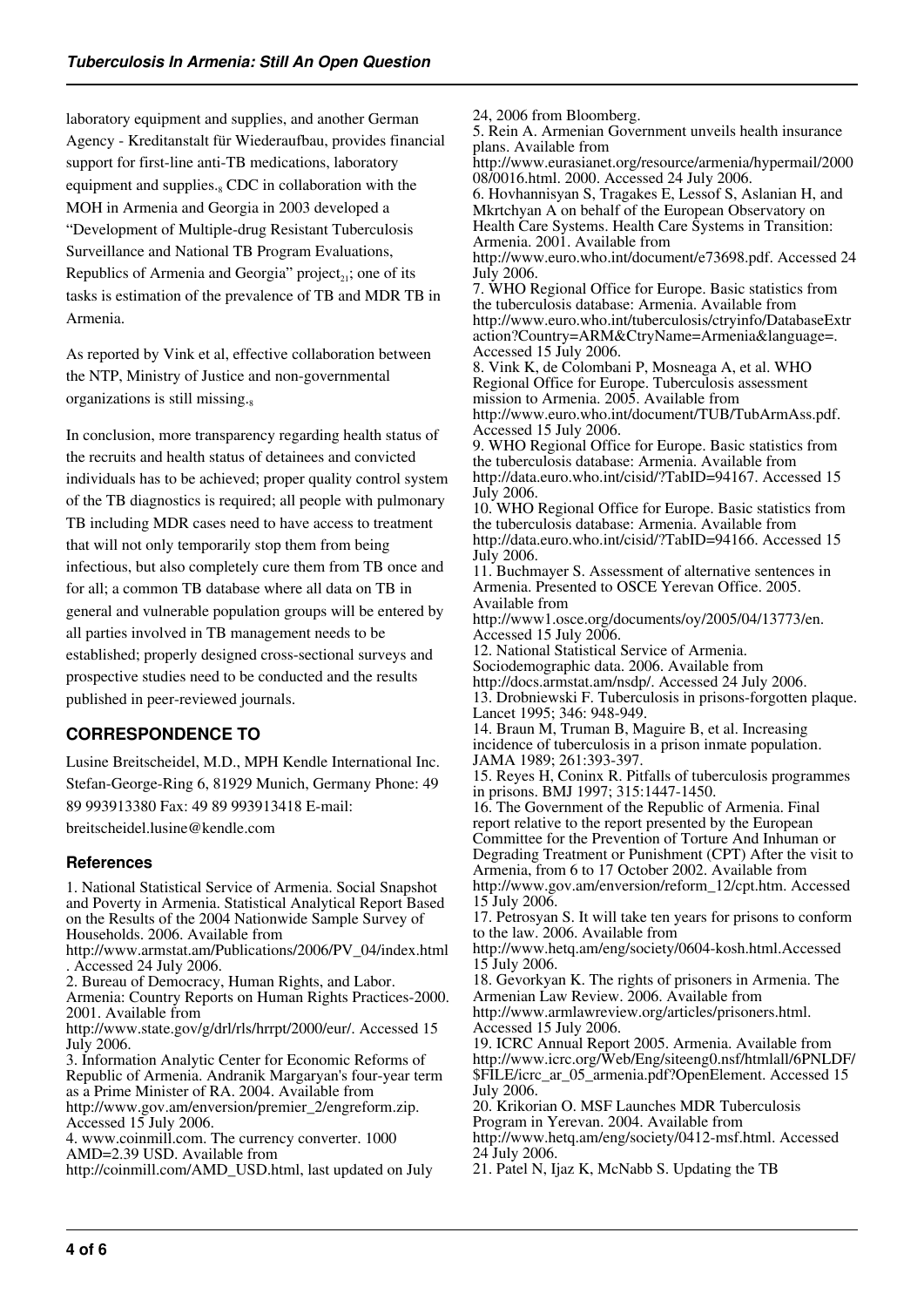laboratory equipment and supplies, and another German Agency - Kreditanstalt für Wiederaufbau, provides financial support for first-line anti-TB medications, laboratory equipment and supplies.[8] CDC in collaboration with the MOH in Armenia and Georgia in 2003 developed a "Development of Multiple-drug Resistant Tuberculosis Surveillance and National TB Program Evaluations, Republics of Armenia and Georgia" project[21]; one of its tasks is estimation of the prevalence of TB and MDR TB in Armenia.

As reported by Vink et al, effective collaboration between the NTP, Ministry of Justice and non-governmental organizations is still missing.[8]

In conclusion, more transparency regarding health status of the recruits and health status of detainees and convicted individuals has to be achieved; proper quality control system of the TB diagnostics is required; all people with pulmonary TB including MDR cases need to have access to treatment that will not only temporarily stop them from being infectious, but also completely cure them from TB once and for all; a common TB database where all data on TB in general and vulnerable population groups will be entered by all parties involved in TB management needs to be established; properly designed cross-sectional surveys and prospective studies need to be conducted and the results published in peer-reviewed journals.

## CORRESPONDENCE TO

Lusine Breitscheidel, M.D., MPH Kendle International Inc. Stefan-George-Ring 6, 81929 Munich, Germany Phone: 49 89 993913380 Fax: 49 89 993913418 E-mail: breitscheidel.lusine@kendle.com

### References

1. National Statistical Service of Armenia. Social Snapshot and Poverty in Armenia. Statistical Analytical Report Based on the Results of the 2004 Nationwide Sample Survey of Households. 2006. Available from http://www.armstat.am/Publications/2006/PV_04/index.html. Accessed 24 July 2006.
2. Bureau of Democracy, Human Rights, and Labor. Armenia: Country Reports on Human Rights Practices-2000. 2001. Available from http://www.state.gov/g/drl/rls/hrrpt/2000/eur/. Accessed 15 July 2006.
3. Information Analytic Center for Economic Reforms of Republic of Armenia. Andranik Margaryan's four-year term as a Prime Minister of RA. 2004. Available from http://www.gov.am/enversion/premier_2/engreform.zip. Accessed 15 July 2006.
4. www.coinmill.com. The currency converter. 1000 AMD=2.39 USD. Available from http://coinmill.com/AMD_USD.html, last updated on July 24, 2006 from Bloomberg.
5. Rein A. Armenian Government unveils health insurance plans. Available from http://www.eurasianet.org/resource/armenia/hypermail/200008/0016.html. 2000. Accessed 24 July 2006.
6. Hovhannisyan S, Tragakes E, Lessof S, Aslanian H, and Mkrtchyan A on behalf of the European Observatory on Health Care Systems. Health Care Systems in Transition: Armenia. 2001. Available from http://www.euro.who.int/document/e73698.pdf. Accessed 24 July 2006.
7. WHO Regional Office for Europe. Basic statistics from the tuberculosis database: Armenia. Available from http://www.euro.who.int/tuberculosis/ctryinfo/DatabaseExtraction?Country=ARM&CtryName=Armenia&language=. Accessed 15 July 2006.
8. Vink K, de Colombani P, Mosneaga A, et al. WHO Regional Office for Europe. Tuberculosis assessment mission to Armenia. 2005. Available from http://www.euro.who.int/document/TUB/TubArmAss.pdf. Accessed 15 July 2006.
9. WHO Regional Office for Europe. Basic statistics from the tuberculosis database: Armenia. Available from http://data.euro.who.int/cisid/?TabID=94167. Accessed 15 July 2006.
10. WHO Regional Office for Europe. Basic statistics from the tuberculosis database: Armenia. Available from http://data.euro.who.int/cisid/?TabID=94166. Accessed 15 July 2006.
11. Buchmayer S. Assessment of alternative sentences in Armenia. Presented to OSCE Yerevan Office. 2005. Available from http://www1.osce.org/documents/oy/2005/04/13773/en. Accessed 15 July 2006.
12. National Statistical Service of Armenia. Sociodemographic data. 2006. Available from http://docs.armstat.am/nsdp/. Accessed 24 July 2006.
13. Drobniewski F. Tuberculosis in prisons-forgotten plaque. Lancet 1995; 346: 948-949.
14. Braun M, Truman B, Maguire B, et al. Increasing incidence of tuberculosis in a prison inmate population. JAMA 1989; 261:393-397.
15. Reyes H, Coninx R. Pitfalls of tuberculosis programmes in prisons. BMJ 1997; 315:1447-1450.
16. The Government of the Republic of Armenia. Final report relative to the report presented by the European Committee for the Prevention of Torture And Inhuman or Degrading Treatment or Punishment (CPT) After the visit to Armenia, from 6 to 17 October 2002. Available from http://www.gov.am/enversion/reform_12/cpt.htm. Accessed 15 July 2006.
17. Petrosyan S. It will take ten years for prisons to conform to the law. 2006. Available from http://www.hetq.am/eng/society/0604-kosh.html.Accessed 15 July 2006.
18. Gevorkyan K. The rights of prisoners in Armenia. The Armenian Law Review. 2006. Available from http://www.armlawreview.org/articles/prisoners.html. Accessed 15 July 2006.
19. ICRC Annual Report 2005. Armenia. Available from http://www.icrc.org/Web/Eng/siteeng0.nsf/htmlall/6PNLDF/$FILE/icrc_ar_05_armenia.pdf?OpenElement. Accessed 15 July 2006.
20. Krikorian O. MSF Launches MDR Tuberculosis Program in Yerevan. 2004. Available from http://www.hetq.am/eng/society/0412-msf.html. Accessed 24 July 2006.
21. Patel N, Ijaz K, McNabb S. Updating the TB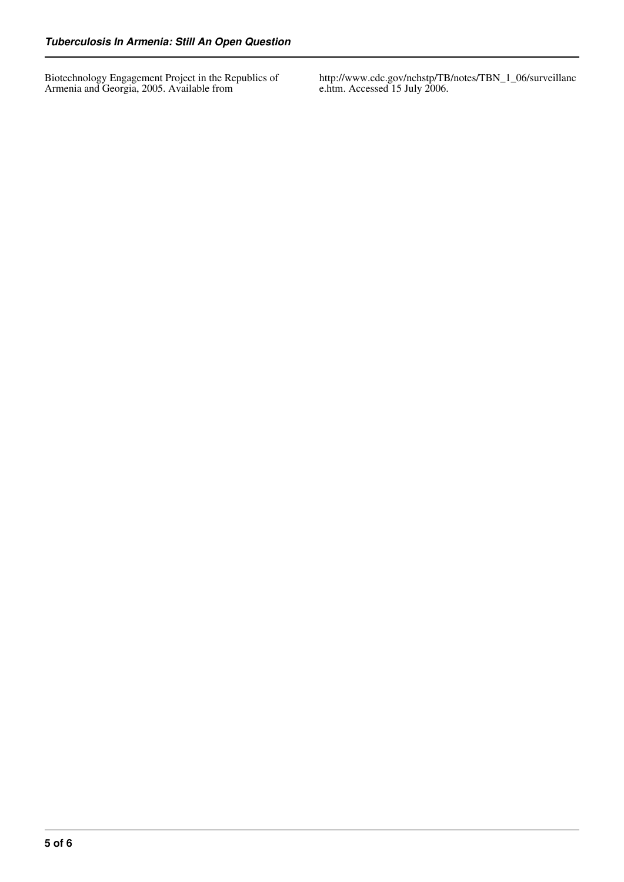Biotechnology Engagement Project in the Republics of Armenia and Georgia, 2005. Available from http://www.cdc.gov/nchstp/TB/notes/TBN_1_06/surveillance.htm. Accessed 15 July 2006.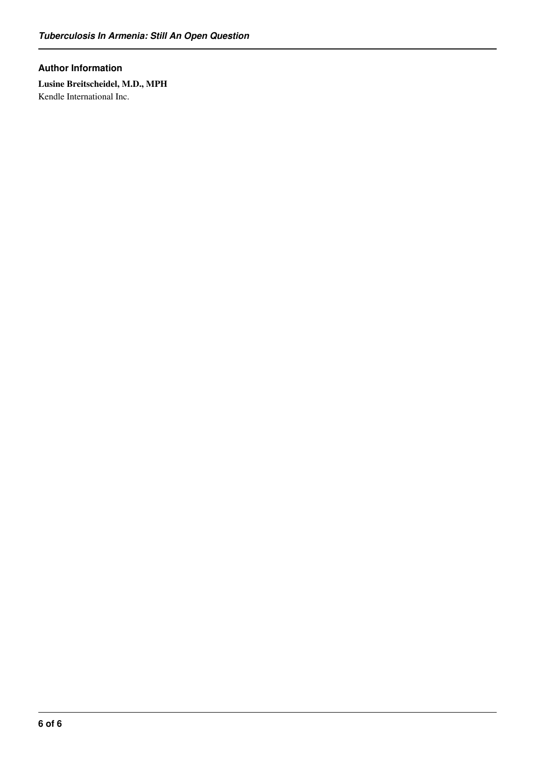## Author Information

**Lusine Breitscheidel, M.D., MPH**
Kendle International Inc.